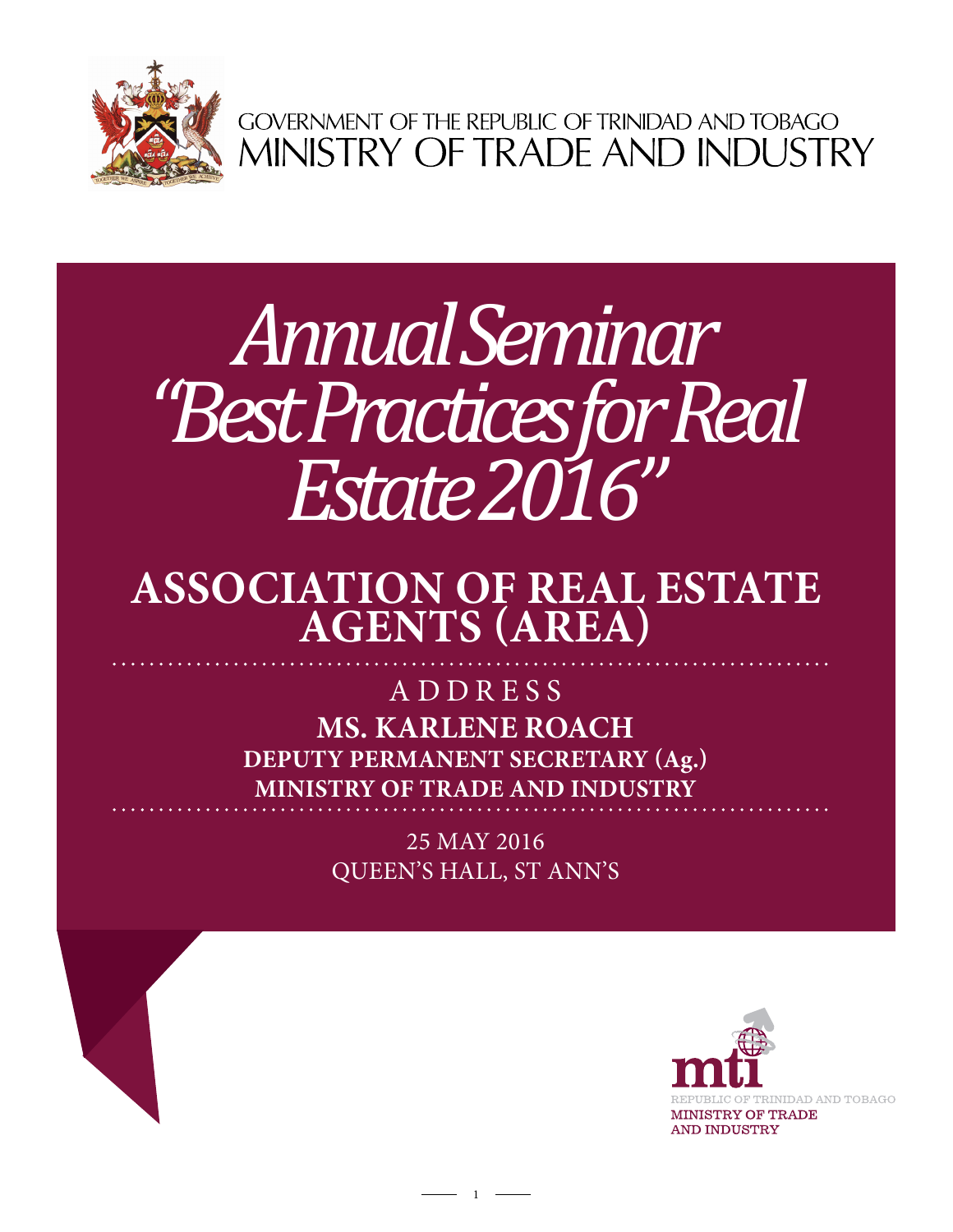GOVERNMENT OF THE REPUBLIC OF TRINIDAD AND TOBAGO
MINISTRY OF TRADE AND INDUSTRY

# *Annual Seminar “Best Practices for Real Estate 2016”*

## ASSOCIATION OF REAL ESTATE AGENTS (AREA)

ADDRESS

**MS. KARLENE ROACH**
**DEPUTY PERMANENT SECRETARY (Ag.)**
**MINISTRY OF TRADE AND INDUSTRY**

25 MAY 2016
QUEEN’S HALL, ST ANN’S

mti
REPUBLIC OF TRINIDAD AND TOBAGO
MINISTRY OF TRADE AND INDUSTRY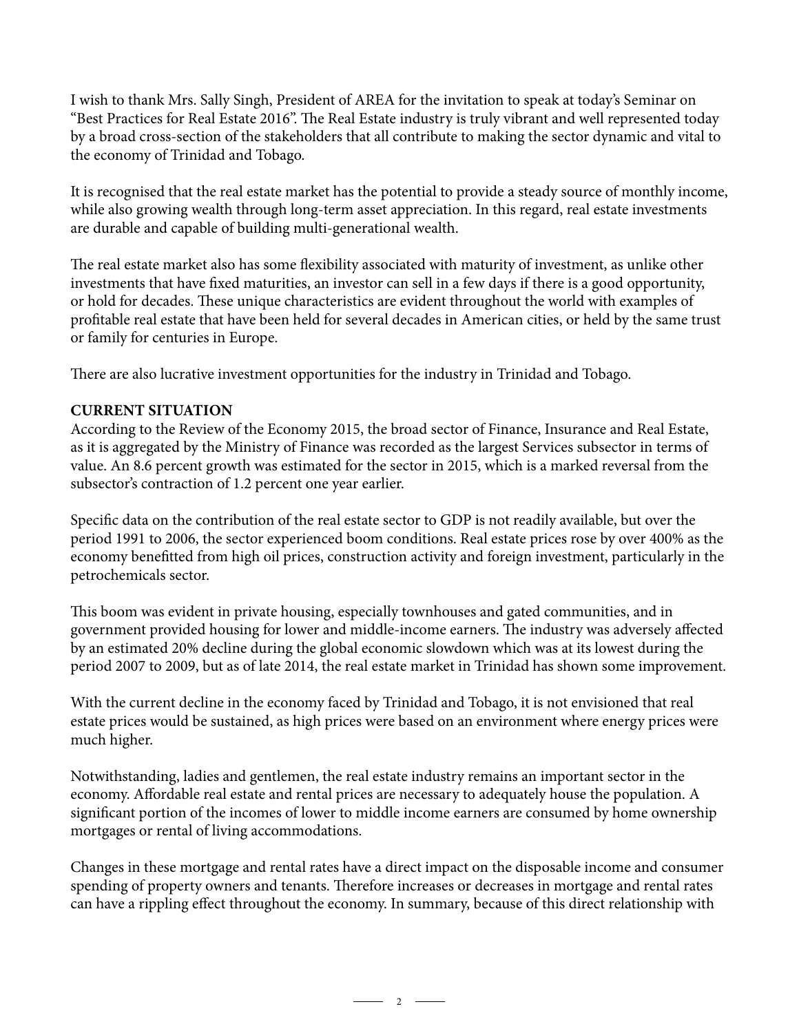I wish to thank Mrs. Sally Singh, President of AREA for the invitation to speak at today's Seminar on "Best Practices for Real Estate 2016". The Real Estate industry is truly vibrant and well represented today by a broad cross-section of the stakeholders that all contribute to making the sector dynamic and vital to the economy of Trinidad and Tobago.

It is recognised that the real estate market has the potential to provide a steady source of monthly income, while also growing wealth through long-term asset appreciation. In this regard, real estate investments are durable and capable of building multi-generational wealth.

The real estate market also has some flexibility associated with maturity of investment, as unlike other investments that have fixed maturities, an investor can sell in a few days if there is a good opportunity, or hold for decades. These unique characteristics are evident throughout the world with examples of profitable real estate that have been held for several decades in American cities, or held by the same trust or family for centuries in Europe.

There are also lucrative investment opportunities for the industry in Trinidad and Tobago.

**CURRENT SITUATION**

According to the Review of the Economy 2015, the broad sector of Finance, Insurance and Real Estate, as it is aggregated by the Ministry of Finance was recorded as the largest Services subsector in terms of value. An 8.6 percent growth was estimated for the sector in 2015, which is a marked reversal from the subsector's contraction of 1.2 percent one year earlier.

Specific data on the contribution of the real estate sector to GDP is not readily available, but over the period 1991 to 2006, the sector experienced boom conditions. Real estate prices rose by over 400% as the economy benefitted from high oil prices, construction activity and foreign investment, particularly in the petrochemicals sector.

This boom was evident in private housing, especially townhouses and gated communities, and in government provided housing for lower and middle-income earners. The industry was adversely affected by an estimated 20% decline during the global economic slowdown which was at its lowest during the period 2007 to 2009, but as of late 2014, the real estate market in Trinidad has shown some improvement.

With the current decline in the economy faced by Trinidad and Tobago, it is not envisioned that real estate prices would be sustained, as high prices were based on an environment where energy prices were much higher.

Notwithstanding, ladies and gentlemen, the real estate industry remains an important sector in the economy. Affordable real estate and rental prices are necessary to adequately house the population. A significant portion of the incomes of lower to middle income earners are consumed by home ownership mortgages or rental of living accommodations.

Changes in these mortgage and rental rates have a direct impact on the disposable income and consumer spending of property owners and tenants. Therefore increases or decreases in mortgage and rental rates can have a rippling effect throughout the economy. In summary, because of this direct relationship with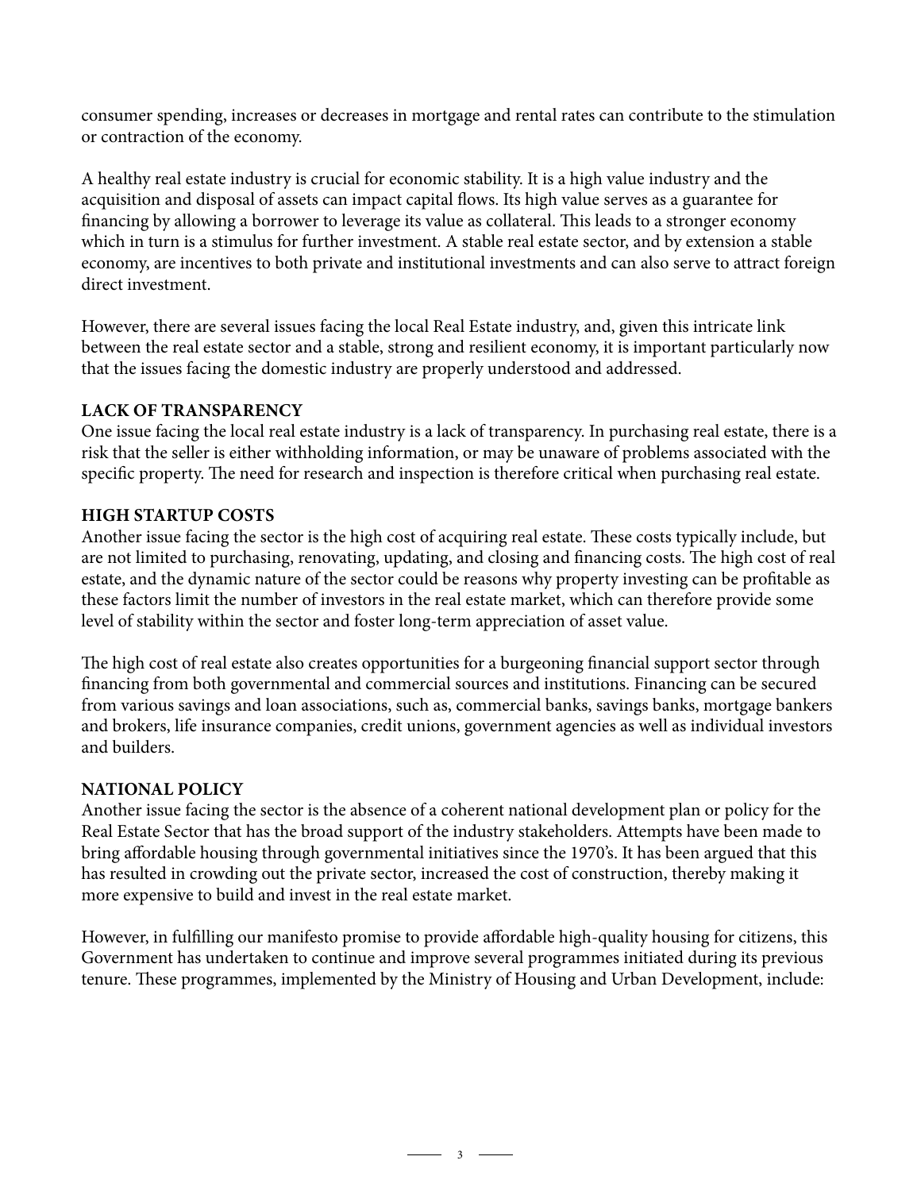consumer spending, increases or decreases in mortgage and rental rates can contribute to the stimulation or contraction of the economy.

A healthy real estate industry is crucial for economic stability. It is a high value industry and the acquisition and disposal of assets can impact capital flows. Its high value serves as a guarantee for financing by allowing a borrower to leverage its value as collateral. This leads to a stronger economy which in turn is a stimulus for further investment. A stable real estate sector, and by extension a stable economy, are incentives to both private and institutional investments and can also serve to attract foreign direct investment.

However, there are several issues facing the local Real Estate industry, and, given this intricate link between the real estate sector and a stable, strong and resilient economy, it is important particularly now that the issues facing the domestic industry are properly understood and addressed.

**LACK OF TRANSPARENCY**

One issue facing the local real estate industry is a lack of transparency. In purchasing real estate, there is a risk that the seller is either withholding information, or may be unaware of problems associated with the specific property. The need for research and inspection is therefore critical when purchasing real estate.

**HIGH STARTUP COSTS**

Another issue facing the sector is the high cost of acquiring real estate. These costs typically include, but are not limited to purchasing, renovating, updating, and closing and financing costs. The high cost of real estate, and the dynamic nature of the sector could be reasons why property investing can be profitable as these factors limit the number of investors in the real estate market, which can therefore provide some level of stability within the sector and foster long-term appreciation of asset value.

The high cost of real estate also creates opportunities for a burgeoning financial support sector through financing from both governmental and commercial sources and institutions. Financing can be secured from various savings and loan associations, such as, commercial banks, savings banks, mortgage bankers and brokers, life insurance companies, credit unions, government agencies as well as individual investors and builders.

**NATIONAL POLICY**

Another issue facing the sector is the absence of a coherent national development plan or policy for the Real Estate Sector that has the broad support of the industry stakeholders. Attempts have been made to bring affordable housing through governmental initiatives since the 1970's. It has been argued that this has resulted in crowding out the private sector, increased the cost of construction, thereby making it more expensive to build and invest in the real estate market.

However, in fulfilling our manifesto promise to provide affordable high-quality housing for citizens, this Government has undertaken to continue and improve several programmes initiated during its previous tenure. These programmes, implemented by the Ministry of Housing and Urban Development, include: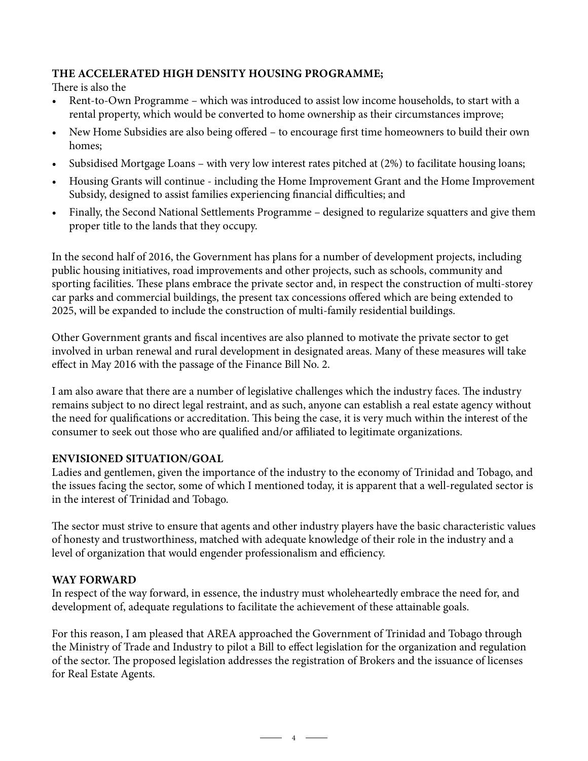**THE ACCELERATED HIGH DENSITY HOUSING PROGRAMME;**

There is also the

- Rent-to-Own Programme – which was introduced to assist low income households, to start with a rental property, which would be converted to home ownership as their circumstances improve;
- New Home Subsidies are also being offered – to encourage first time homeowners to build their own homes;
- Subsidised Mortgage Loans – with very low interest rates pitched at (2%) to facilitate housing loans;
- Housing Grants will continue - including the Home Improvement Grant and the Home Improvement Subsidy, designed to assist families experiencing financial difficulties; and
- Finally, the Second National Settlements Programme – designed to regularize squatters and give them proper title to the lands that they occupy.

In the second half of 2016, the Government has plans for a number of development projects, including public housing initiatives, road improvements and other projects, such as schools, community and sporting facilities. These plans embrace the private sector and, in respect the construction of multi-storey car parks and commercial buildings, the present tax concessions offered which are being extended to 2025, will be expanded to include the construction of multi-family residential buildings.

Other Government grants and fiscal incentives are also planned to motivate the private sector to get involved in urban renewal and rural development in designated areas. Many of these measures will take effect in May 2016 with the passage of the Finance Bill No. 2.

I am also aware that there are a number of legislative challenges which the industry faces. The industry remains subject to no direct legal restraint, and as such, anyone can establish a real estate agency without the need for qualifications or accreditation. This being the case, it is very much within the interest of the consumer to seek out those who are qualified and/or affiliated to legitimate organizations.

**ENVISIONED SITUATION/GOAL**

Ladies and gentlemen, given the importance of the industry to the economy of Trinidad and Tobago, and the issues facing the sector, some of which I mentioned today, it is apparent that a well-regulated sector is in the interest of Trinidad and Tobago.

The sector must strive to ensure that agents and other industry players have the basic characteristic values of honesty and trustworthiness, matched with adequate knowledge of their role in the industry and a level of organization that would engender professionalism and efficiency.

**WAY FORWARD**

In respect of the way forward, in essence, the industry must wholeheartedly embrace the need for, and development of, adequate regulations to facilitate the achievement of these attainable goals.

For this reason, I am pleased that AREA approached the Government of Trinidad and Tobago through the Ministry of Trade and Industry to pilot a Bill to effect legislation for the organization and regulation of the sector. The proposed legislation addresses the registration of Brokers and the issuance of licenses for Real Estate Agents.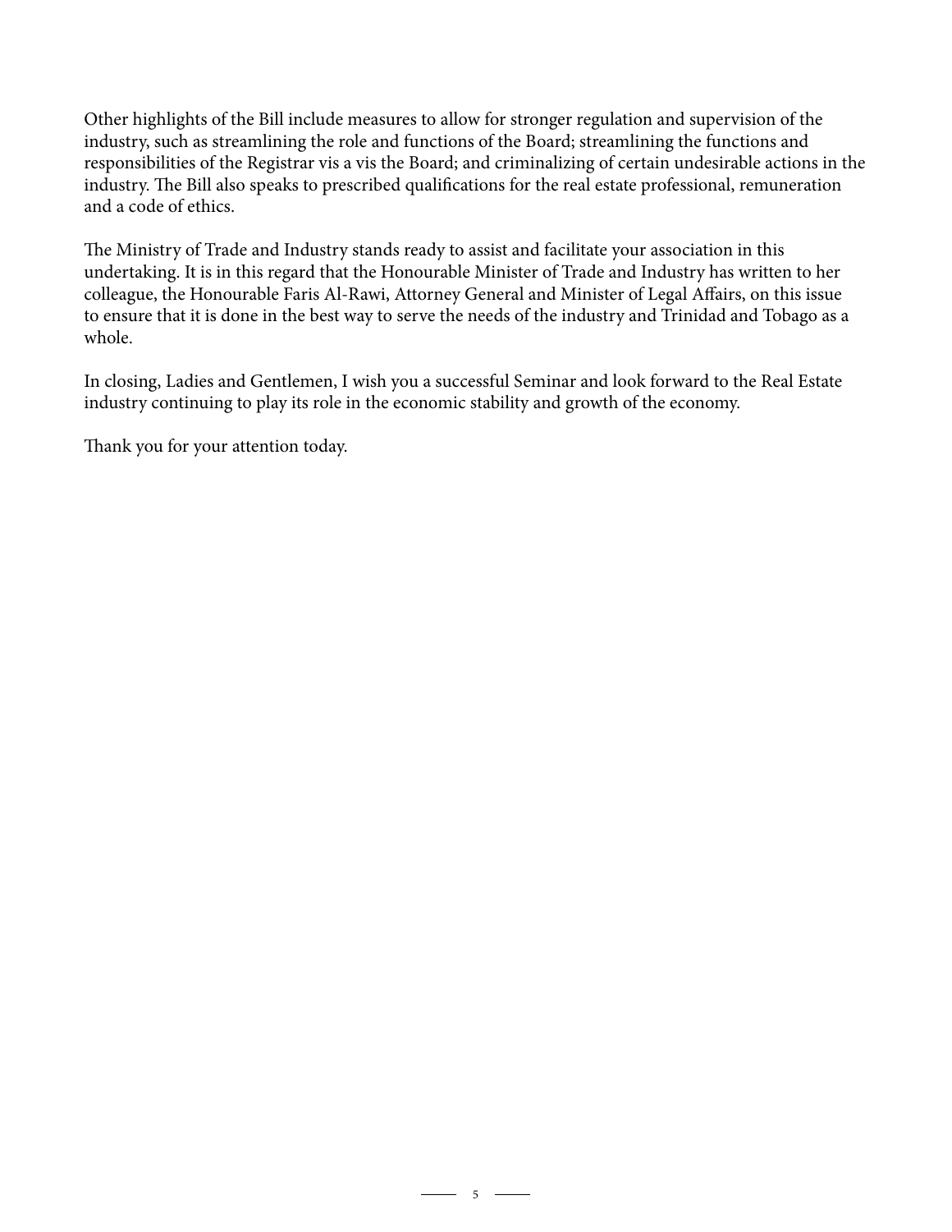Other highlights of the Bill include measures to allow for stronger regulation and supervision of the industry, such as streamlining the role and functions of the Board; streamlining the functions and responsibilities of the Registrar vis a vis the Board; and criminalizing of certain undesirable actions in the industry. The Bill also speaks to prescribed qualifications for the real estate professional, remuneration and a code of ethics.

The Ministry of Trade and Industry stands ready to assist and facilitate your association in this undertaking. It is in this regard that the Honourable Minister of Trade and Industry has written to her colleague, the Honourable Faris Al-Rawi, Attorney General and Minister of Legal Affairs, on this issue to ensure that it is done in the best way to serve the needs of the industry and Trinidad and Tobago as a whole.

In closing, Ladies and Gentlemen, I wish you a successful Seminar and look forward to the Real Estate industry continuing to play its role in the economic stability and growth of the economy.

Thank you for your attention today.